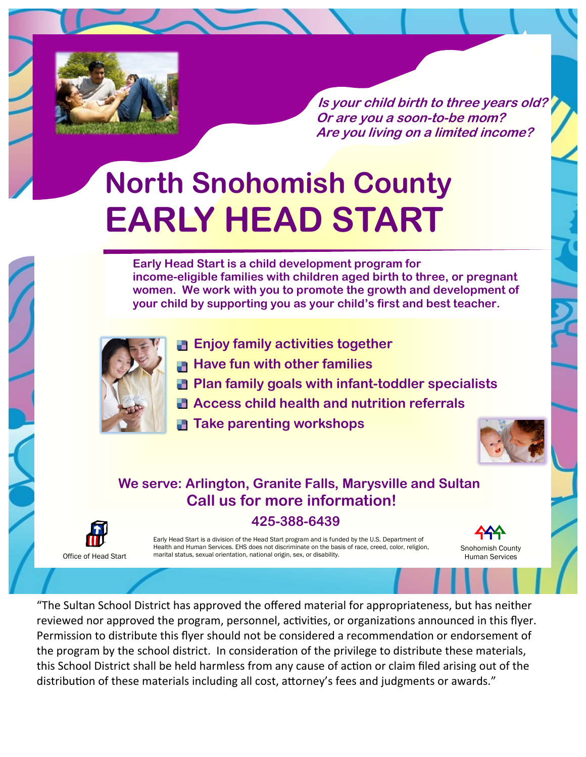***Is your child birth to three years old?***
***Or are you a soon-to-be mom?***
***Are you living on a limited income?***

# North Snohomish County EARLY HEAD START

**Early Head Start is a child development program for income-eligible families with children aged birth to three, or pregnant women. We work with you to promote the growth and development of your child by supporting you as your child's first and best teacher.**

- **Enjoy family activities together**
- **Have fun with other families**
- **Plan family goals with infant-toddler specialists**
- **Access child health and nutrition referrals**
- **Take parenting workshops**

**We serve: Arlington, Granite Falls, Marysville and Sultan**

**Call us for more information!**

**425-388-6439**

Office of Head Start

Early Head Start is a division of the Head Start program and is funded by the U.S. Department of Health and Human Services. EHS does not discriminate on the basis of race, creed, color, religion, marital status, sexual orientation, national origin, sex, or disability.

Snohomish County Human Services

"The Sultan School District has approved the offered material for appropriateness, but has neither reviewed nor approved the program, personnel, activities, or organizations announced in this flyer. Permission to distribute this flyer should not be considered a recommendation or endorsement of the program by the school district. In consideration of the privilege to distribute these materials, this School District shall be held harmless from any cause of action or claim filed arising out of the distribution of these materials including all cost, attorney's fees and judgments or awards."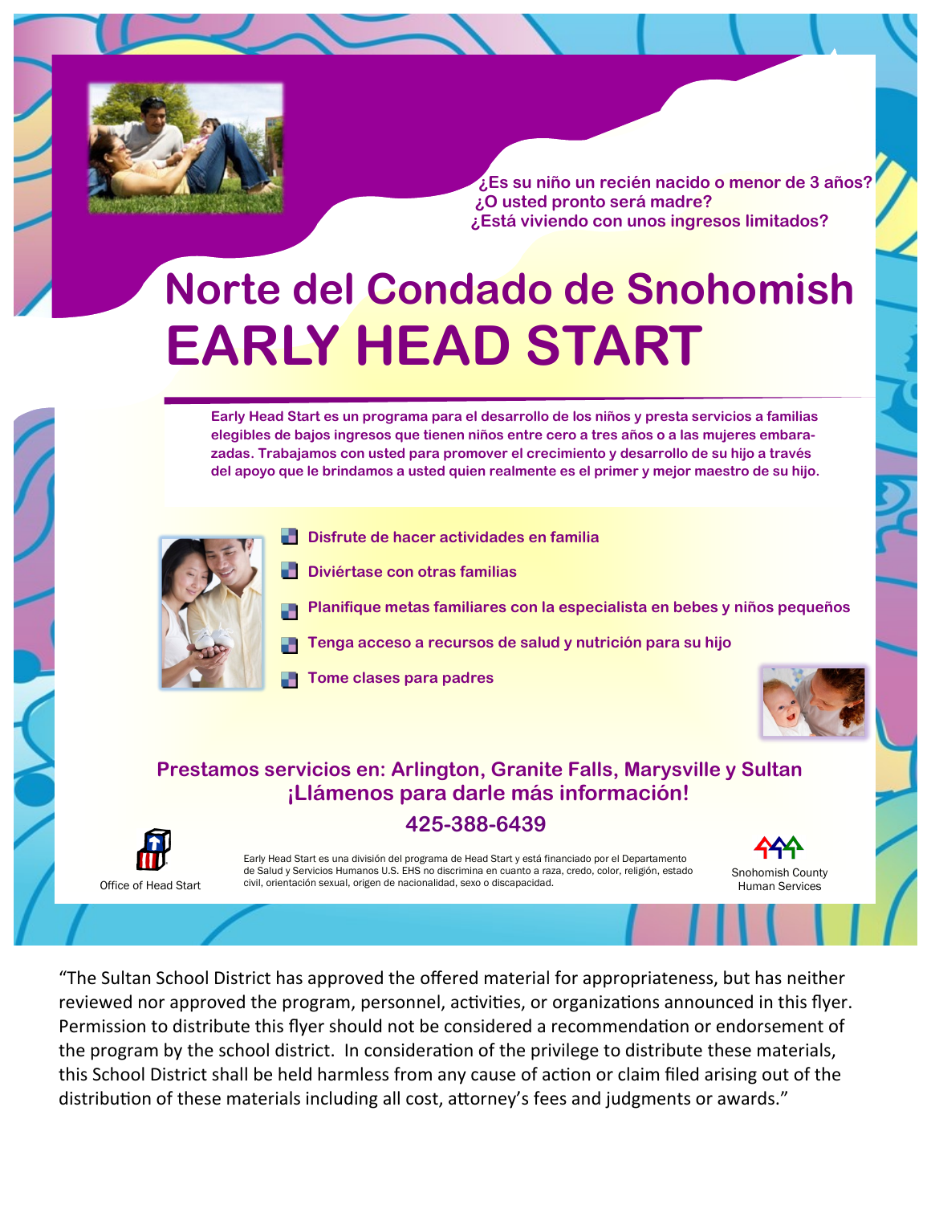¿Es su niño un recién nacido o menor de 3 años?
¿O usted pronto será madre?
¿Está viviendo con unos ingresos limitados?

# Norte del Condado de Snohomish
# EARLY HEAD START

**Early Head Start es un programa para el desarrollo de los niños y presta servicios a familias elegibles de bajos ingresos que tienen niños entre cero a tres años o a las mujeres embarazadas. Trabajamos con usted para promover el crecimiento y desarrollo de su hijo a través del apoyo que le brindamos a usted quien realmente es el primer y mejor maestro de su hijo.**

- **Disfrute de hacer actividades en familia**
- **Diviértase con otras familias**
- **Planifique metas familiares con la especialista en bebes y niños pequeños**
- **Tenga acceso a recursos de salud y nutrición para su hijo**
- **Tome clases para padres**

**Prestamos servicios en: Arlington, Granite Falls, Marysville y Sultan**
**¡Llámenos para darle más información!**
**425-388-6439**

Office of Head Start

Early Head Start es una división del programa de Head Start y está financiado por el Departamento de Salud y Servicios Humanos U.S. EHS no discrimina en cuanto a raza, credo, color, religión, estado civil, orientación sexual, origen de nacionalidad, sexo o discapacidad.

Snohomish County Human Services

"The Sultan School District has approved the offered material for appropriateness, but has neither reviewed nor approved the program, personnel, activities, or organizations announced in this flyer. Permission to distribute this flyer should not be considered a recommendation or endorsement of the program by the school district. In consideration of the privilege to distribute these materials, this School District shall be held harmless from any cause of action or claim filed arising out of the distribution of these materials including all cost, attorney's fees and judgments or awards."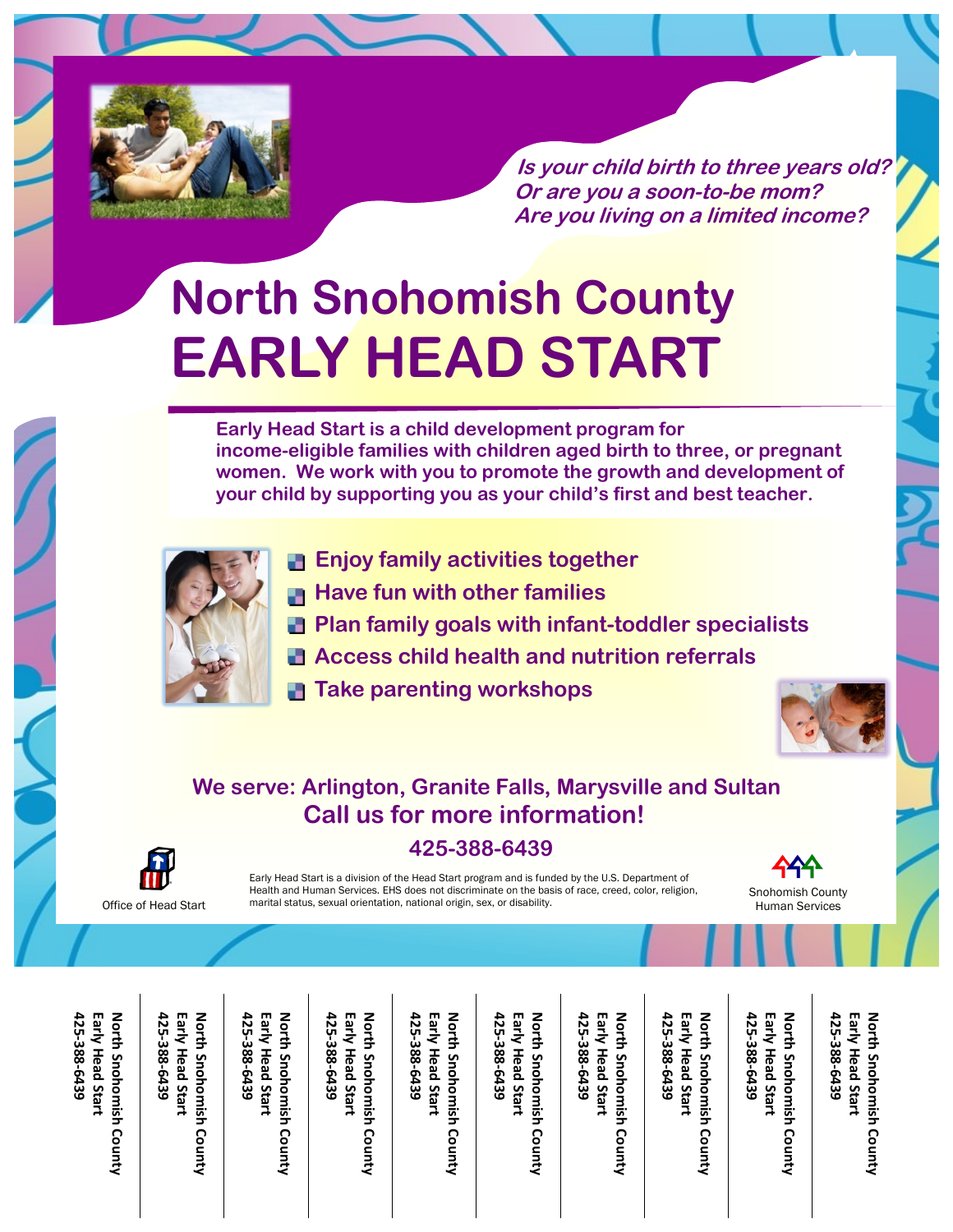***Is your child birth to three years old?***
***Or are you a soon-to-be mom?***
***Are you living on a limited income?***

# North Snohomish County
# EARLY HEAD START

**Early Head Start is a child development program for income-eligible families with children aged birth to three, or pregnant women. We work with you to promote the growth and development of your child by supporting you as your child's first and best teacher.**

- **Enjoy family activities together**
- **Have fun with other families**
- **Plan family goals with infant-toddler specialists**
- **Access child health and nutrition referrals**
- **Take parenting workshops**

**We serve: Arlington, Granite Falls, Marysville and Sultan**

**Call us for more information!**

**425-388-6439**

Office of Head Start

Early Head Start is a division of the Head Start program and is funded by the U.S. Department of Health and Human Services. EHS does not discriminate on the basis of race, creed, color, religion, marital status, sexual orientation, national origin, sex, or disability.

Snohomish County Human Services

North Snohomish County Early Head Start 425-388-6439

North Snohomish County Early Head Start 425-388-6439

North Snohomish County Early Head Start 425-388-6439

North Snohomish County Early Head Start 425-388-6439

North Snohomish County Early Head Start 425-388-6439

North Snohomish County Early Head Start 425-388-6439

North Snohomish County Early Head Start 425-388-6439

North Snohomish County Early Head Start 425-388-6439

North Snohomish County Early Head Start 425-388-6439

North Snohomish County Early Head Start 425-388-6439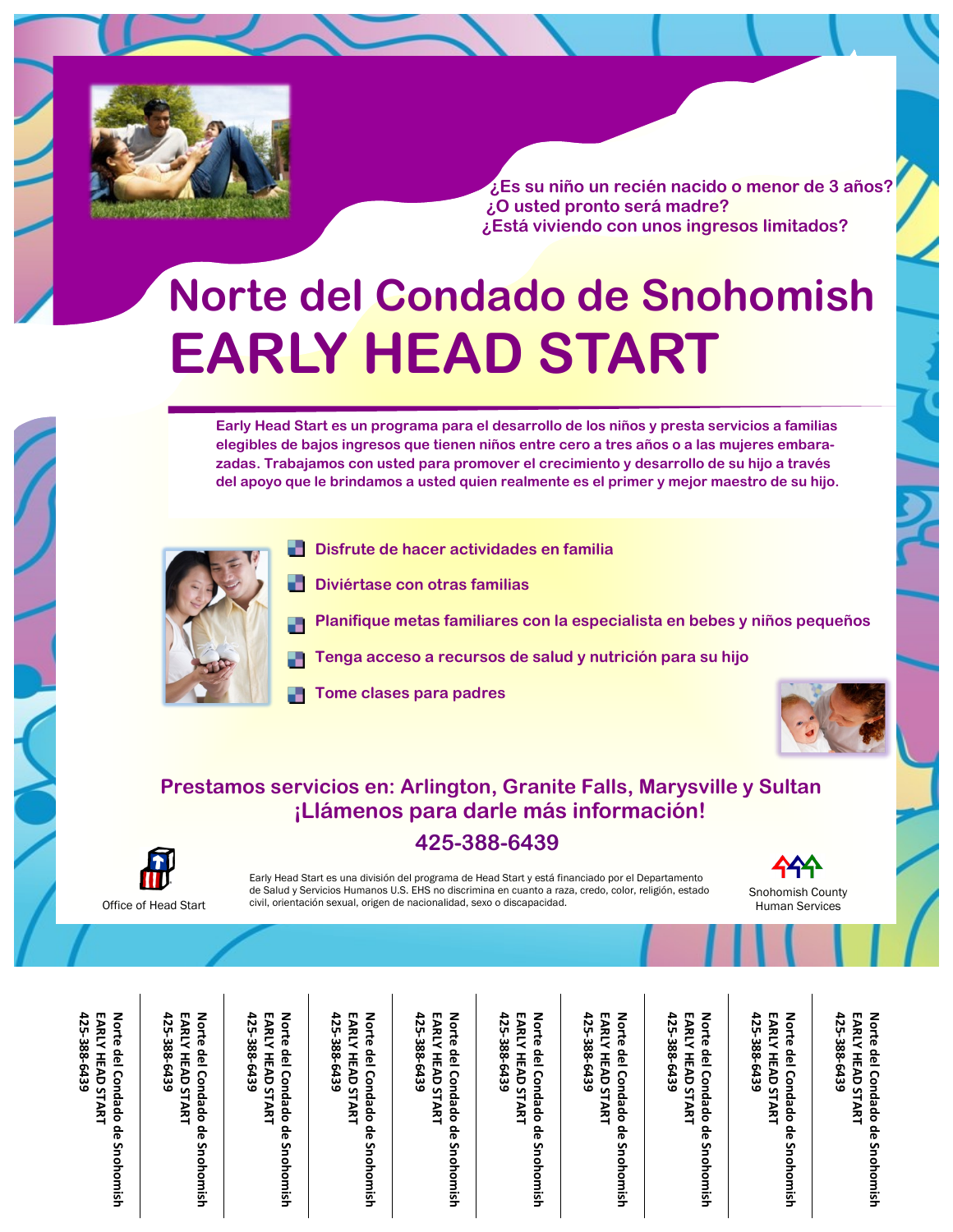¿Es su niño un recién nacido o menor de 3 años?
¿O usted pronto será madre?
¿Está viviendo con unos ingresos limitados?

# Norte del Condado de Snohomish
# EARLY HEAD START

Early Head Start es un programa para el desarrollo de los niños y presta servicios a familias elegibles de bajos ingresos que tienen niños entre cero a tres años o a las mujeres embarazadas. Trabajamos con usted para promover el crecimiento y desarrollo de su hijo a través del apoyo que le brindamos a usted quien realmente es el primer y mejor maestro de su hijo.

- Disfrute de hacer actividades en familia
- Diviértase con otras familias
- Planifique metas familiares con la especialista en bebes y niños pequeños
- Tenga acceso a recursos de salud y nutrición para su hijo
- Tome clases para padres

**Prestamos servicios en: Arlington, Granite Falls, Marysville y Sultan**

**¡Llámenos para darle más información!**

**425-388-6439**

Office of Head Start

Early Head Start es una división del programa de Head Start y está financiado por el Departamento de Salud y Servicios Humanos U.S. EHS no discrimina en cuanto a raza, credo, color, religión, estado civil, orientación sexual, origen de nacionalidad, sexo o discapacidad.

Snohomish County Human Services

Norte del Condado de Snohomish
EARLY HEAD START
425-388-6439

Norte del Condado de Snohomish
EARLY HEAD START
425-388-6439

Norte del Condado de Snohomish
EARLY HEAD START
425-388-6439

Norte del Condado de Snohomish
EARLY HEAD START
425-388-6439

Norte del Condado de Snohomish
EARLY HEAD START
425-388-6439

Norte del Condado de Snohomish
EARLY HEAD START
425-388-6439

Norte del Condado de Snohomish
EARLY HEAD START
425-388-6439

Norte del Condado de Snohomish
EARLY HEAD START
425-388-6439

Norte del Condado de Snohomish
EARLY HEAD START
425-388-6439

Norte del Condado de Snohomish
EARLY HEAD START
425-388-6439